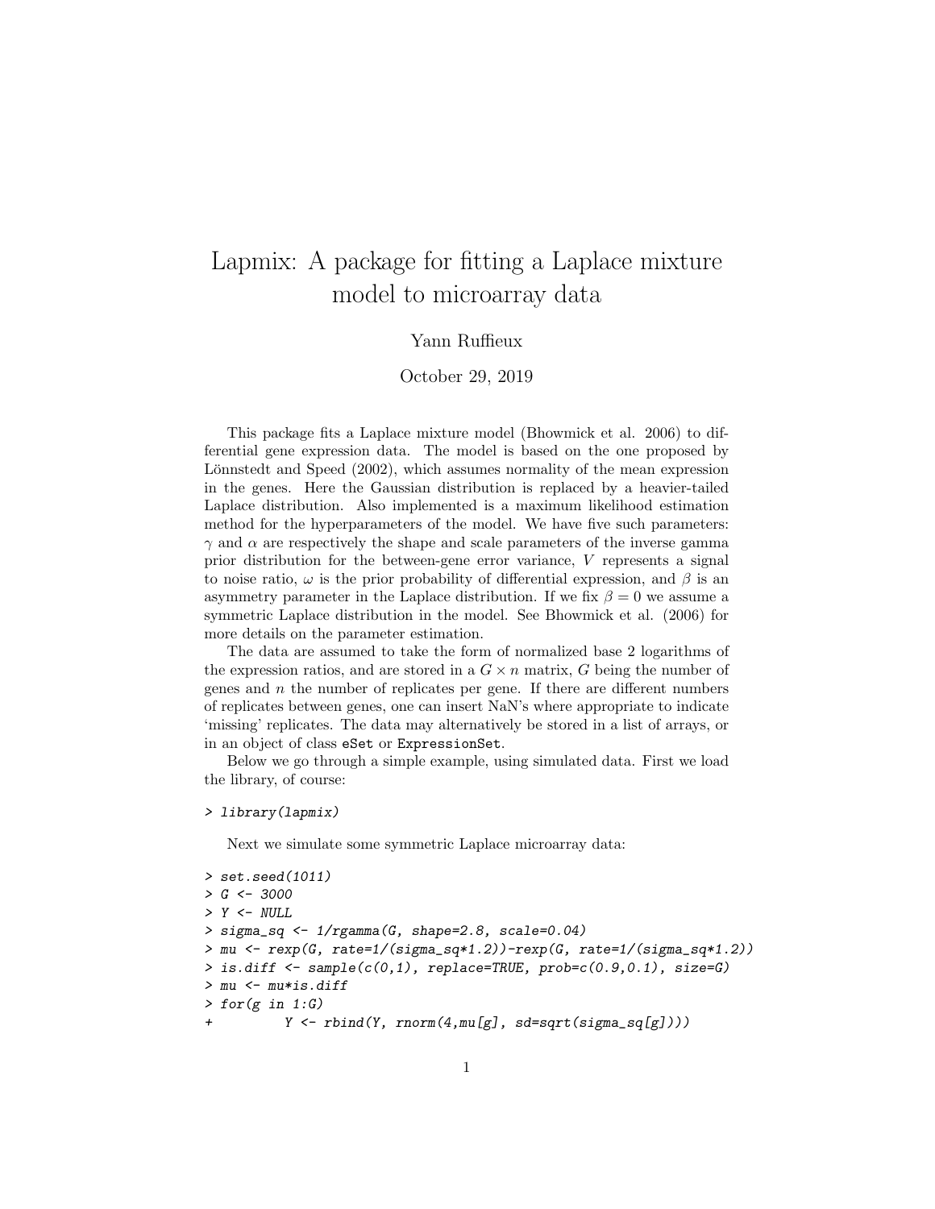# Lapmix: A package for fitting a Laplace mixture model to microarray data

Yann Ruffieux

October 29, 2019

This package fits a Laplace mixture model (Bhowmick et al. 2006) to differential gene expression data. The model is based on the one proposed by Lönnstedt and Speed (2002), which assumes normality of the mean expression in the genes. Here the Gaussian distribution is replaced by a heavier-tailed Laplace distribution. Also implemented is a maximum likelihood estimation method for the hyperparameters of the model. We have five such parameters: $\gamma$ and $\alpha$ are respectively the shape and scale parameters of the inverse gamma prior distribution for the between-gene error variance, $V$ represents a signal to noise ratio, $\omega$ is the prior probability of differential expression, and $\beta$ is an asymmetry parameter in the Laplace distribution. If we fix $\beta = 0$ we assume a symmetric Laplace distribution in the model. See Bhowmick et al. (2006) for more details on the parameter estimation.

The data are assumed to take the form of normalized base 2 logarithms of the expression ratios, and are stored in a $G \times n$ matrix, $G$ being the number of genes and $n$ the number of replicates per gene. If there are different numbers of replicates between genes, one can insert NaN's where appropriate to indicate 'missing' replicates. The data may alternatively be stored in a list of arrays, or in an object of class `eSet` or `ExpressionSet`.

Below we go through a simple example, using simulated data. First we load the library, of course:

```
> library(lapmix)
```

Next we simulate some symmetric Laplace microarray data:

```
> set.seed(1011)
> G <- 3000
> Y <- NULL
> sigma_sq <- 1/rgamma(G, shape=2.8, scale=0.04)
> mu <- rexp(G, rate=1/(sigma_sq*1.2))-rexp(G, rate=1/(sigma_sq*1.2))
> is.diff <- sample(c(0,1), replace=TRUE, prob=c(0.9,0.1), size=G)
> mu <- mu*is.diff
> for(g in 1:G)
+         Y <- rbind(Y, rnorm(4,mu[g], sd=sqrt(sigma_sq[g])))
```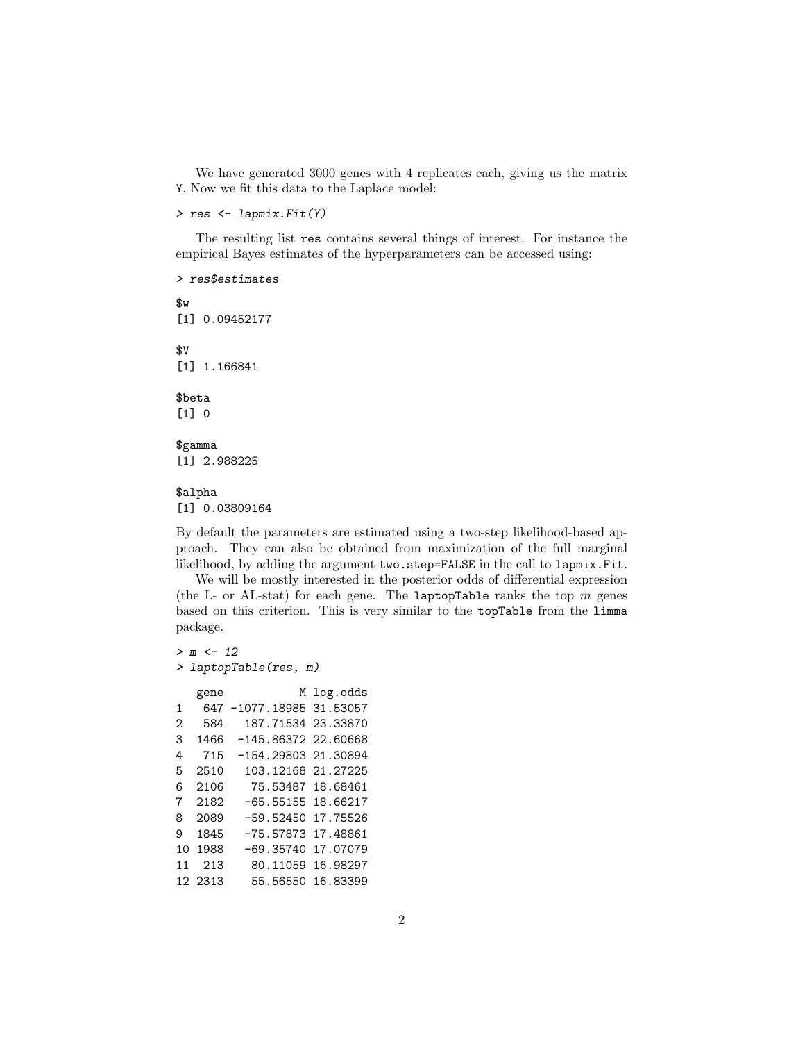We have generated 3000 genes with 4 replicates each, giving us the matrix `Y`. Now we fit this data to the Laplace model:

```
> res <- lapmix.Fit(Y)
```

The resulting list `res` contains several things of interest. For instance the empirical Bayes estimates of the hyperparameters can be accessed using:

```
> res$estimates

$w
[1] 0.09452177

$V
[1] 1.166841

$beta
[1] 0

$gamma
[1] 2.988225

$alpha
[1] 0.03809164
```

By default the parameters are estimated using a two-step likelihood-based approach. They can also be obtained from maximization of the full marginal likelihood, by adding the argument `two.step=FALSE` in the call to `lapmix.Fit`.

We will be mostly interested in the posterior odds of differential expression (the L- or AL-stat) for each gene. The `laptopTable` ranks the top $m$ genes based on this criterion. This is very similar to the `topTable` from the `limma` package.

```
> m <- 12
> laptopTable(res, m)

   gene           M log.odds
1   647 -1077.18985 31.53057
2   584   187.71534 23.33870
3  1466  -145.86372 22.60668
4   715  -154.29803 21.30894
5  2510   103.12168 21.27225
6  2106    75.53487 18.68461
7  2182   -65.55155 18.66217
8  2089   -59.52450 17.75526
9  1845   -75.57873 17.48861
10 1988   -69.35740 17.07079
11  213    80.11059 16.98297
12 2313    55.56550 16.83399
```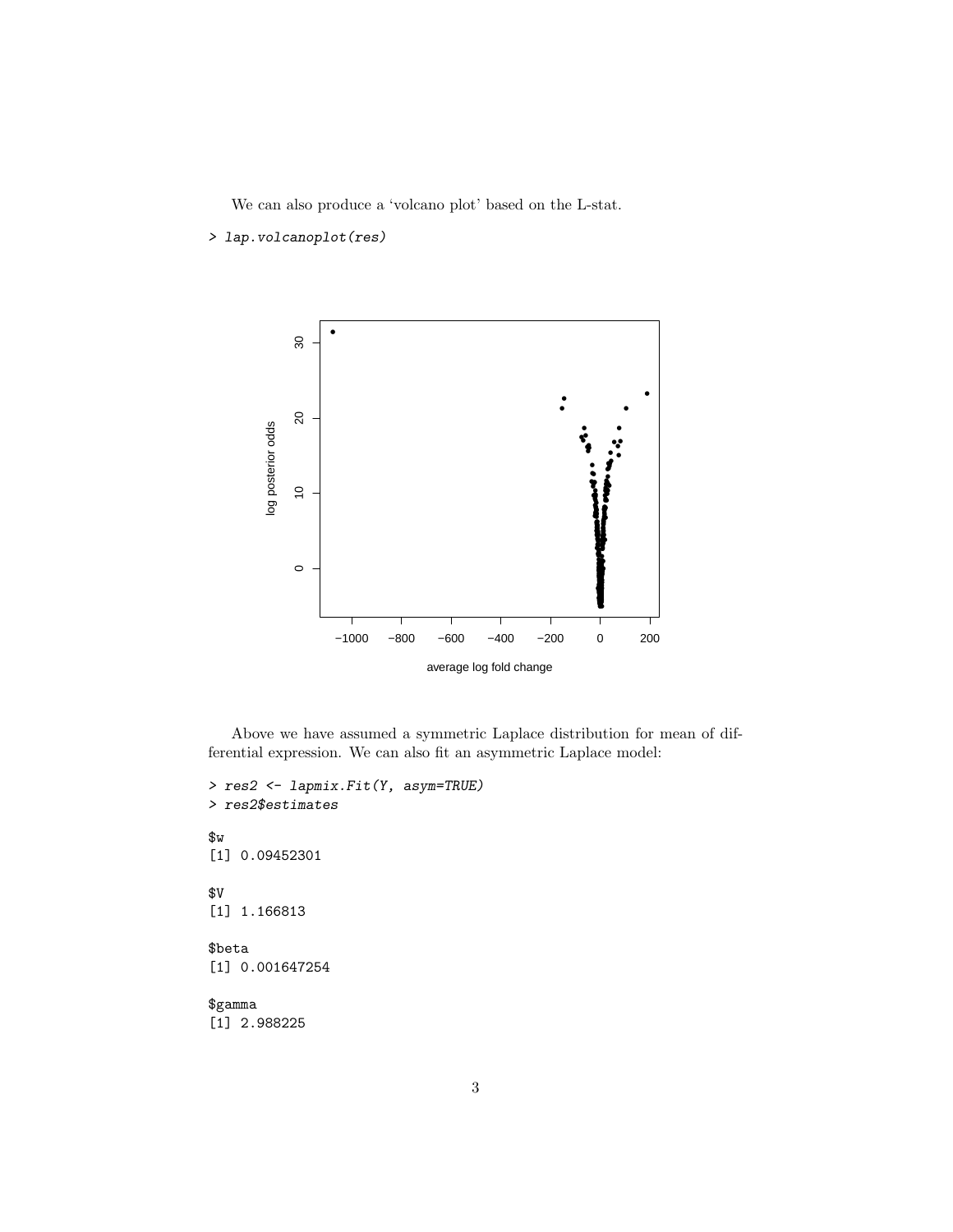We can also produce a 'volcano plot' based on the L-stat.

```
> lap.volcanoplot(res)
```

Above we have assumed a symmetric Laplace distribution for mean of differential expression. We can also fit an asymmetric Laplace model:

```
> res2 <- lapmix.Fit(Y, asym=TRUE)
> res2$estimates

$w
[1] 0.09452301

$V
[1] 1.166813

$beta
[1] 0.001647254

$gamma
[1] 2.988225
```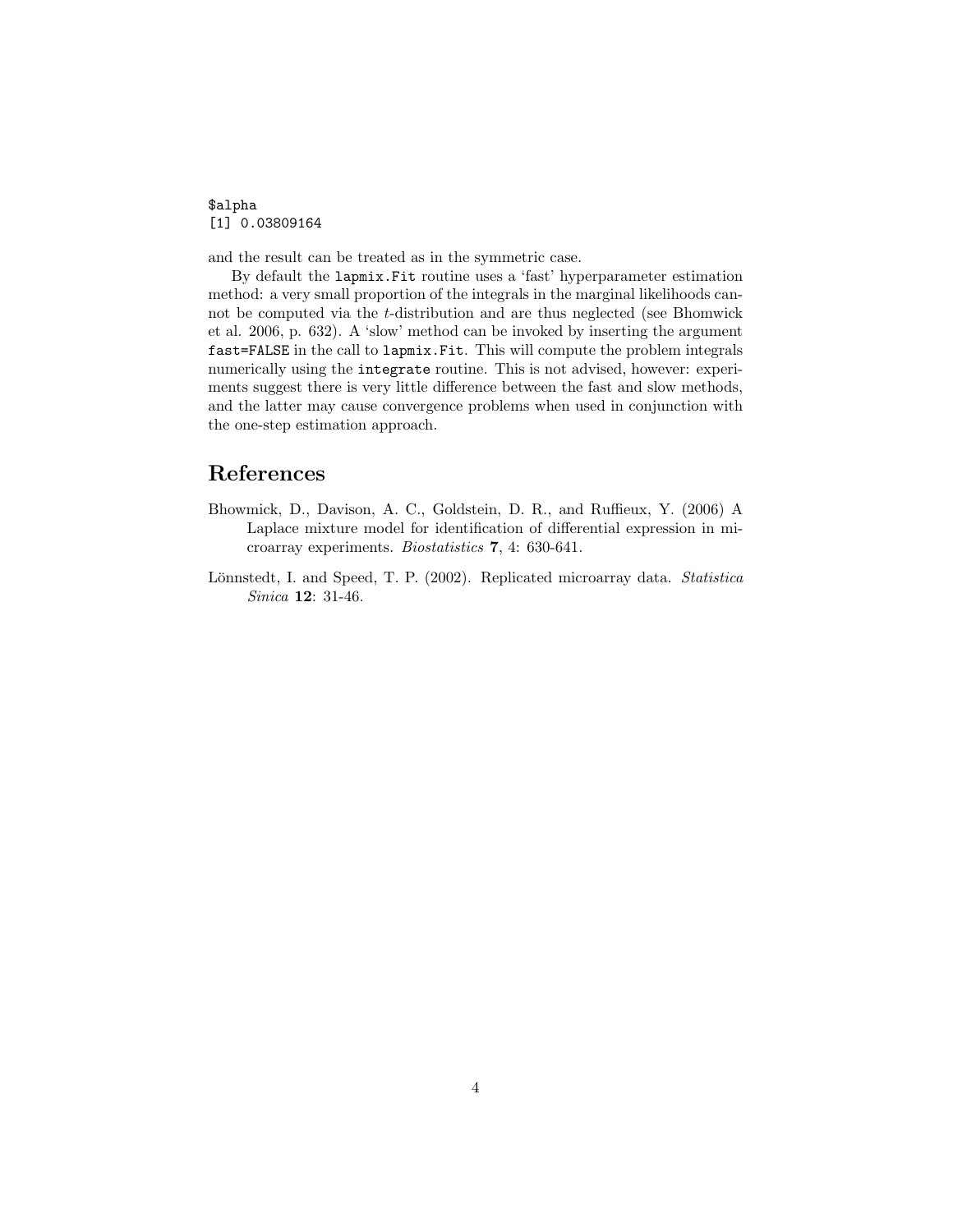```
$alpha
[1] 0.03809164
```

and the result can be treated as in the symmetric case.

By default the `lapmix.Fit` routine uses a 'fast' hyperparameter estimation method: a very small proportion of the integrals in the marginal likelihoods cannot be computed via the $t$-distribution and are thus neglected (see Bhomwick et al. 2006, p. 632). A 'slow' method can be invoked by inserting the argument `fast=FALSE` in the call to `lapmix.Fit`. This will compute the problem integrals numerically using the `integrate` routine. This is not advised, however: experiments suggest there is very little difference between the fast and slow methods, and the latter may cause convergence problems when used in conjunction with the one-step estimation approach.

## References

Bhowmick, D., Davison, A. C., Goldstein, D. R., and Ruffieux, Y. (2006) A Laplace mixture model for identification of differential expression in microarray experiments. *Biostatistics* **7**, 4: 630-641.

Lönnstedt, I. and Speed, T. P. (2002). Replicated microarray data. *Statistica Sinica* **12**: 31-46.